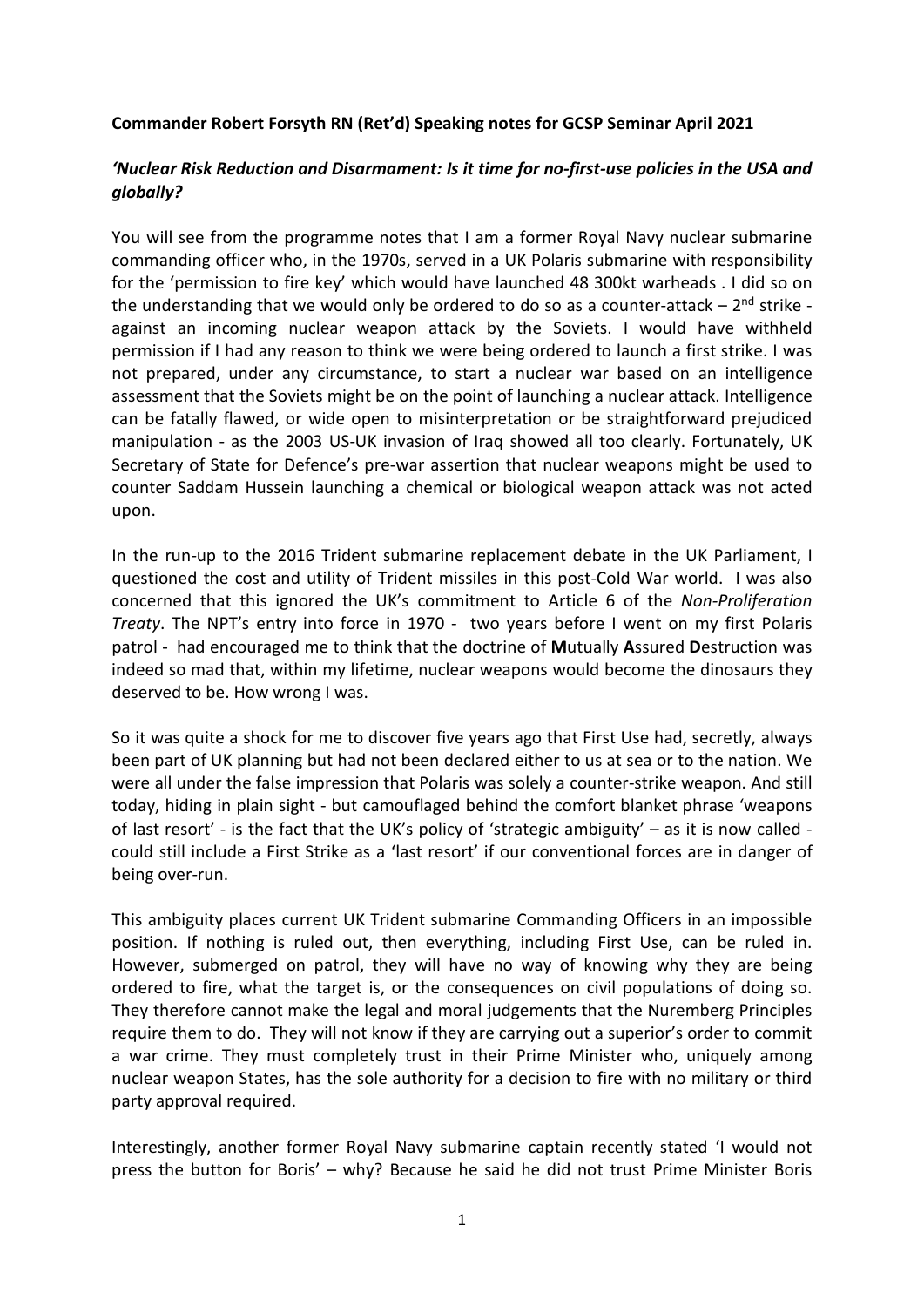**Commander Robert Forsyth RN (Ret'd) Speaking notes for GCSP Seminar April 2021**

***'Nuclear Risk Reduction and Disarmament: Is it time for no-first-use policies in the USA and globally?***

You will see from the programme notes that I am a former Royal Navy nuclear submarine commanding officer who, in the 1970s, served in a UK Polaris submarine with responsibility for the 'permission to fire key' which would have launched 48 300kt warheads . I did so on the understanding that we would only be ordered to do so as a counter-attack – 2nd strike - against an incoming nuclear weapon attack by the Soviets. I would have withheld permission if I had any reason to think we were being ordered to launch a first strike. I was not prepared, under any circumstance, to start a nuclear war based on an intelligence assessment that the Soviets might be on the point of launching a nuclear attack. Intelligence can be fatally flawed, or wide open to misinterpretation or be straightforward prejudiced manipulation - as the 2003 US-UK invasion of Iraq showed all too clearly. Fortunately, UK Secretary of State for Defence's pre-war assertion that nuclear weapons might be used to counter Saddam Hussein launching a chemical or biological weapon attack was not acted upon.

In the run-up to the 2016 Trident submarine replacement debate in the UK Parliament, I questioned the cost and utility of Trident missiles in this post-Cold War world. I was also concerned that this ignored the UK's commitment to Article 6 of the *Non-Proliferation Treaty*. The NPT's entry into force in 1970 - two years before I went on my first Polaris patrol - had encouraged me to think that the doctrine of **M**utually **A**ssured **D**estruction was indeed so mad that, within my lifetime, nuclear weapons would become the dinosaurs they deserved to be. How wrong I was.

So it was quite a shock for me to discover five years ago that First Use had, secretly, always been part of UK planning but had not been declared either to us at sea or to the nation. We were all under the false impression that Polaris was solely a counter-strike weapon. And still today, hiding in plain sight - but camouflaged behind the comfort blanket phrase 'weapons of last resort' - is the fact that the UK's policy of 'strategic ambiguity' – as it is now called - could still include a First Strike as a 'last resort' if our conventional forces are in danger of being over-run.

This ambiguity places current UK Trident submarine Commanding Officers in an impossible position. If nothing is ruled out, then everything, including First Use, can be ruled in. However, submerged on patrol, they will have no way of knowing why they are being ordered to fire, what the target is, or the consequences on civil populations of doing so. They therefore cannot make the legal and moral judgements that the Nuremberg Principles require them to do. They will not know if they are carrying out a superior's order to commit a war crime. They must completely trust in their Prime Minister who, uniquely among nuclear weapon States, has the sole authority for a decision to fire with no military or third party approval required.

Interestingly, another former Royal Navy submarine captain recently stated 'I would not press the button for Boris' – why? Because he said he did not trust Prime Minister Boris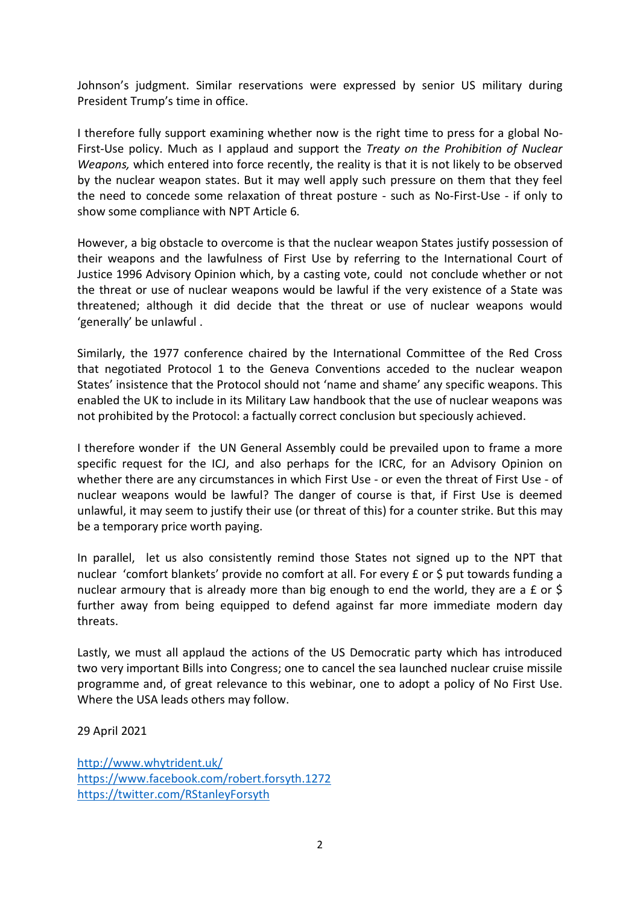Johnson's judgment. Similar reservations were expressed by senior US military during President Trump's time in office.

I therefore fully support examining whether now is the right time to press for a global No-First-Use policy. Much as I applaud and support the *Treaty on the Prohibition of Nuclear Weapons,* which entered into force recently, the reality is that it is not likely to be observed by the nuclear weapon states. But it may well apply such pressure on them that they feel the need to concede some relaxation of threat posture - such as No-First-Use - if only to show some compliance with NPT Article 6.

However, a big obstacle to overcome is that the nuclear weapon States justify possession of their weapons and the lawfulness of First Use by referring to the International Court of Justice 1996 Advisory Opinion which, by a casting vote, could not conclude whether or not the threat or use of nuclear weapons would be lawful if the very existence of a State was threatened; although it did decide that the threat or use of nuclear weapons would 'generally' be unlawful .

Similarly, the 1977 conference chaired by the International Committee of the Red Cross that negotiated Protocol 1 to the Geneva Conventions acceded to the nuclear weapon States' insistence that the Protocol should not 'name and shame' any specific weapons. This enabled the UK to include in its Military Law handbook that the use of nuclear weapons was not prohibited by the Protocol: a factually correct conclusion but speciously achieved.

I therefore wonder if the UN General Assembly could be prevailed upon to frame a more specific request for the ICJ, and also perhaps for the ICRC, for an Advisory Opinion on whether there are any circumstances in which First Use - or even the threat of First Use - of nuclear weapons would be lawful? The danger of course is that, if First Use is deemed unlawful, it may seem to justify their use (or threat of this) for a counter strike. But this may be a temporary price worth paying.

In parallel, let us also consistently remind those States not signed up to the NPT that nuclear 'comfort blankets' provide no comfort at all. For every £ or $ put towards funding a nuclear armoury that is already more than big enough to end the world, they are a £ or $ further away from being equipped to defend against far more immediate modern day threats.

Lastly, we must all applaud the actions of the US Democratic party which has introduced two very important Bills into Congress; one to cancel the sea launched nuclear cruise missile programme and, of great relevance to this webinar, one to adopt a policy of No First Use. Where the USA leads others may follow.

29 April 2021

http://www.whytrident.uk/
https://www.facebook.com/robert.forsyth.1272
https://twitter.com/RStanleyForsyth